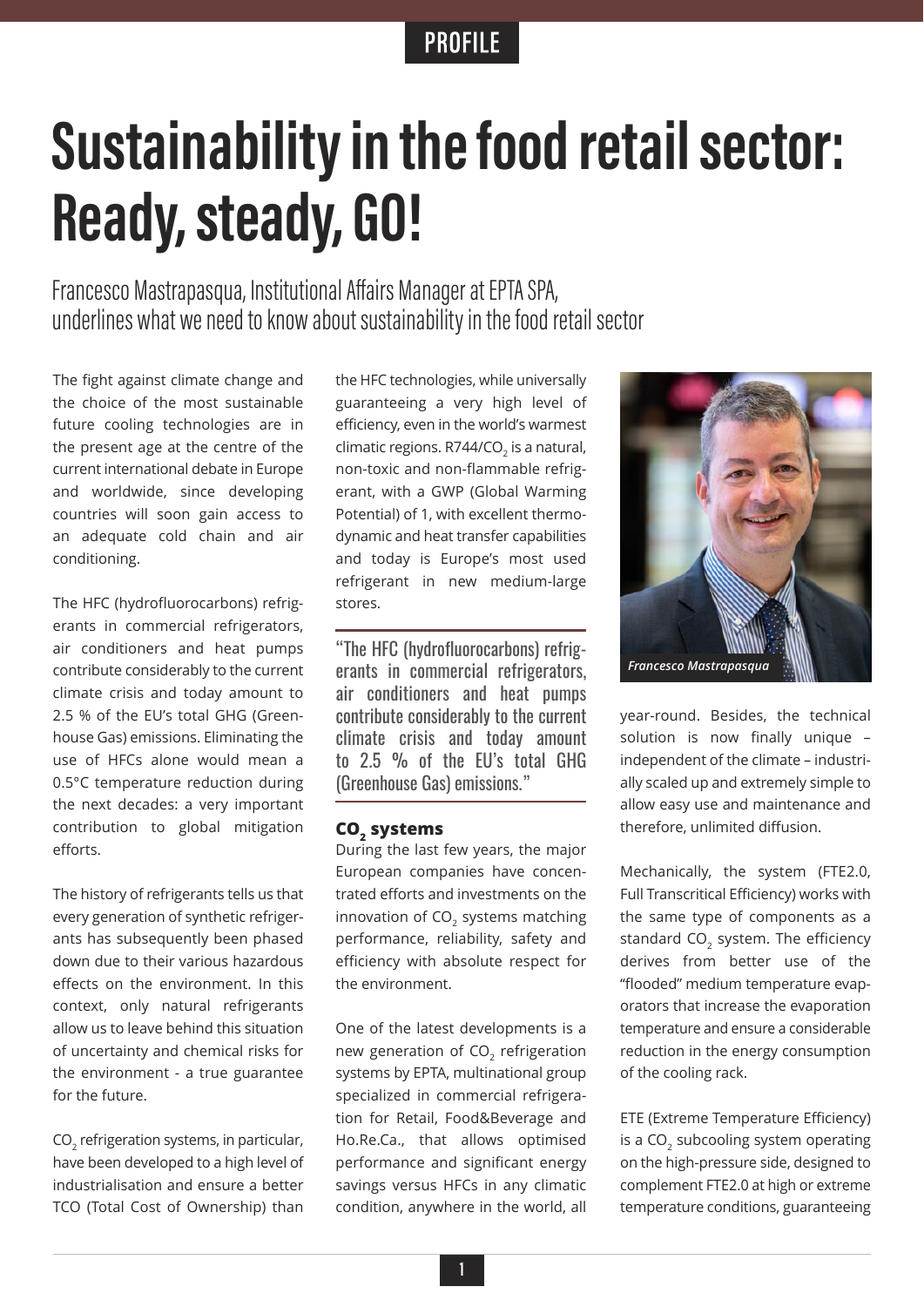PROFILE

# Sustainability in the food retail sector: Ready, steady, GO!

Francesco Mastrapasqua, Institutional Affairs Manager at EPTA SPA, underlines what we need to know about sustainability in the food retail sector

The fight against climate change and the choice of the most sustainable future cooling technologies are in the present age at the centre of the current international debate in Europe and worldwide, since developing countries will soon gain access to an adequate cold chain and air conditioning.

The HFC (hydrofluorocarbons) refrigerants in commercial refrigerators, air conditioners and heat pumps contribute considerably to the current climate crisis and today amount to 2.5 % of the EU's total GHG (Greenhouse Gas) emissions. Eliminating the use of HFCs alone would mean a 0.5°C temperature reduction during the next decades: a very important contribution to global mitigation efforts.

The history of refrigerants tells us that every generation of synthetic refrigerants has subsequently been phased down due to their various hazardous effects on the environment. In this context, only natural refrigerants allow us to leave behind this situation of uncertainty and chemical risks for the environment - a true guarantee for the future.

$CO_2$ refrigeration systems, in particular, have been developed to a high level of industrialisation and ensure a better TCO (Total Cost of Ownership) than the HFC technologies, while universally guaranteeing a very high level of efficiency, even in the world's warmest climatic regions. R744/$CO_2$ is a natural, non-toxic and non-flammable refrigerant, with a GWP (Global Warming Potential) of 1, with excellent thermodynamic and heat transfer capabilities and today is Europe's most used refrigerant in new medium-large stores.

> "The HFC (hydrofluorocarbons) refrigerants in commercial refrigerators, air conditioners and heat pumps contribute considerably to the current climate crisis and today amount to 2.5 % of the EU's total GHG (Greenhouse Gas) emissions."

## $CO_2$ systems

During the last few years, the major European companies have concentrated efforts and investments on the innovation of $CO_2$ systems matching performance, reliability, safety and efficiency with absolute respect for the environment.

One of the latest developments is a new generation of $CO_2$ refrigeration systems by EPTA, multinational group specialized in commercial refrigeration for Retail, Food&Beverage and Ho.Re.Ca., that allows optimised performance and significant energy savings versus HFCs in any climatic condition, anywhere in the world, all year-round. Besides, the technical solution is now finally unique – independent of the climate – industrially scaled up and extremely simple to allow easy use and maintenance and therefore, unlimited diffusion.

*Francesco Mastrapasqua*

Mechanically, the system (FTE2.0, Full Transcritical Efficiency) works with the same type of components as a standard $CO_2$ system. The efficiency derives from better use of the "flooded" medium temperature evaporators that increase the evaporation temperature and ensure a considerable reduction in the energy consumption of the cooling rack.

ETE (Extreme Temperature Efficiency) is a $CO_2$ subcooling system operating on the high-pressure side, designed to complement FTE2.0 at high or extreme temperature conditions, guaranteeing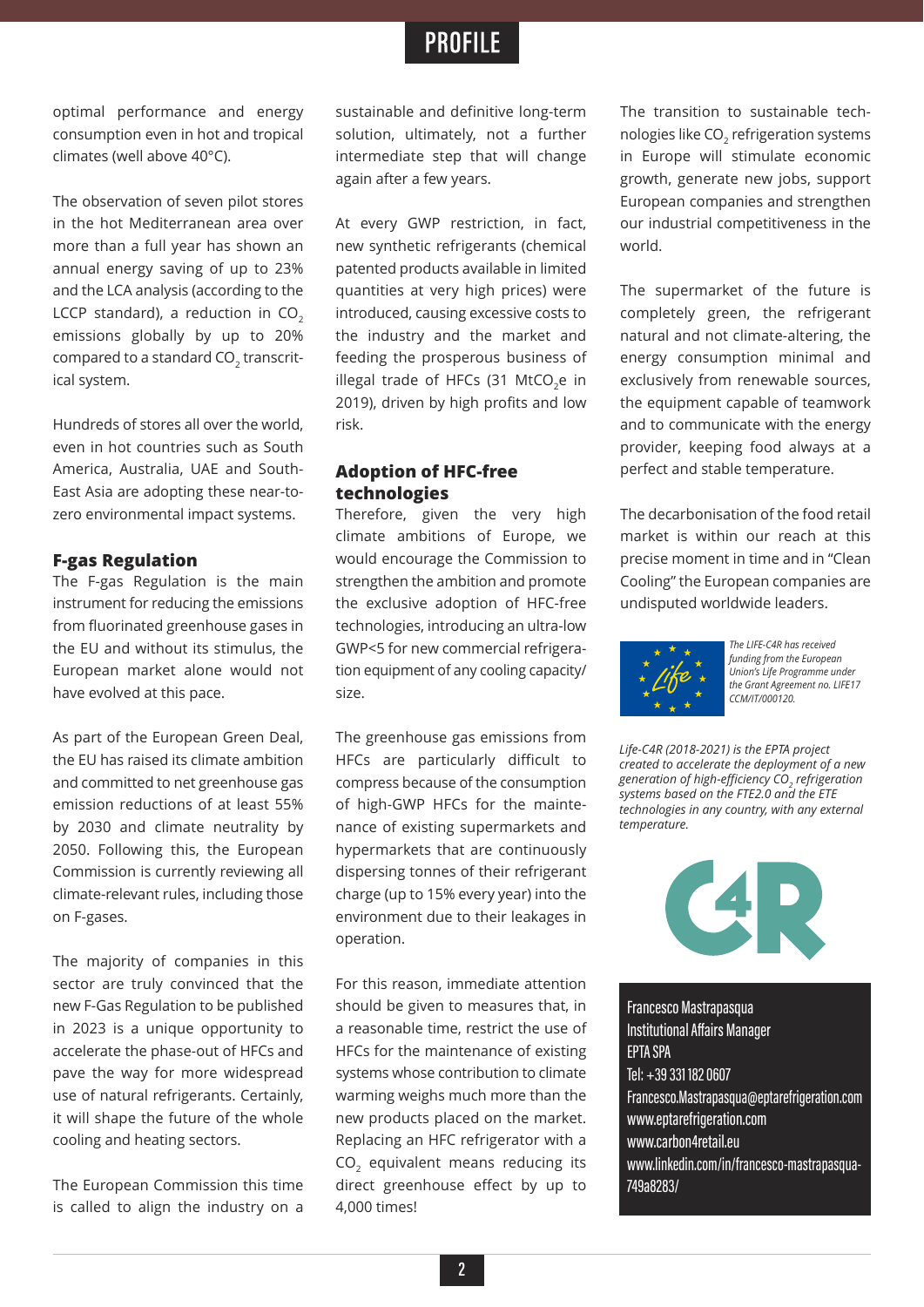optimal performance and energy consumption even in hot and tropical climates (well above 40°C).

The observation of seven pilot stores in the hot Mediterranean area over more than a full year has shown an annual energy saving of up to 23% and the LCA analysis (according to the LCCP standard), a reduction in $CO_2$ emissions globally by up to 20% compared to a standard $CO_2$ transcritical system.

Hundreds of stores all over the world, even in hot countries such as South America, Australia, UAE and South-East Asia are adopting these near-to-zero environmental impact systems.

## F-gas Regulation

The F-gas Regulation is the main instrument for reducing the emissions from fluorinated greenhouse gases in the EU and without its stimulus, the European market alone would not have evolved at this pace.

As part of the European Green Deal, the EU has raised its climate ambition and committed to net greenhouse gas emission reductions of at least 55% by 2030 and climate neutrality by 2050. Following this, the European Commission is currently reviewing all climate-relevant rules, including those on F-gases.

The majority of companies in this sector are truly convinced that the new F-Gas Regulation to be published in 2023 is a unique opportunity to accelerate the phase-out of HFCs and pave the way for more widespread use of natural refrigerants. Certainly, it will shape the future of the whole cooling and heating sectors.

The European Commission this time is called to align the industry on a sustainable and definitive long-term solution, ultimately, not a further intermediate step that will change again after a few years.

At every GWP restriction, in fact, new synthetic refrigerants (chemical patented products available in limited quantities at very high prices) were introduced, causing excessive costs to the industry and the market and feeding the prosperous business of illegal trade of HFCs (31 $MtCO_2e$ in 2019), driven by high profits and low risk.

## Adoption of HFC-free technologies

Therefore, given the very high climate ambitions of Europe, we would encourage the Commission to strengthen the ambition and promote the exclusive adoption of HFC-free technologies, introducing an ultra-low GWP<5 for new commercial refrigeration equipment of any cooling capacity/size.

The greenhouse gas emissions from HFCs are particularly difficult to compress because of the consumption of high-GWP HFCs for the maintenance of existing supermarkets and hypermarkets that are continuously dispersing tonnes of their refrigerant charge (up to 15% every year) into the environment due to their leakages in operation.

For this reason, immediate attention should be given to measures that, in a reasonable time, restrict the use of HFCs for the maintenance of existing systems whose contribution to climate warming weighs much more than the new products placed on the market. Replacing an HFC refrigerator with a $CO_2$ equivalent means reducing its direct greenhouse effect by up to 4,000 times!

The transition to sustainable technologies like $CO_2$ refrigeration systems in Europe will stimulate economic growth, generate new jobs, support European companies and strengthen our industrial competitiveness in the world.

The supermarket of the future is completely green, the refrigerant natural and not climate-altering, the energy consumption minimal and exclusively from renewable sources, the equipment capable of teamwork and to communicate with the energy provider, keeping food always at a perfect and stable temperature.

The decarbonisation of the food retail market is within our reach at this precise moment in time and in "Clean Cooling" the European companies are undisputed worldwide leaders.

*The LIFE-C4R has received funding from the European Union's Life Programme under the Grant Agreement no. LIFE17 CCM/IT/000120.*

*Life-C4R (2018-2021) is the EPTA project created to accelerate the deployment of a new generation of high-efficiency $CO_2$ refrigeration systems based on the FTE2.0 and the ETE technologies in any country, with any external temperature.*

Francesco Mastrapasqua
Institutional Affairs Manager
EPTA SPA
Tel: +39 331 182 0607
Francesco.Mastrapasqua@eptarefrigeration.com
www.eptarefrigeration.com
www.carbon4retail.eu
www.linkedin.com/in/francesco-mastrapasqua-749a8283/